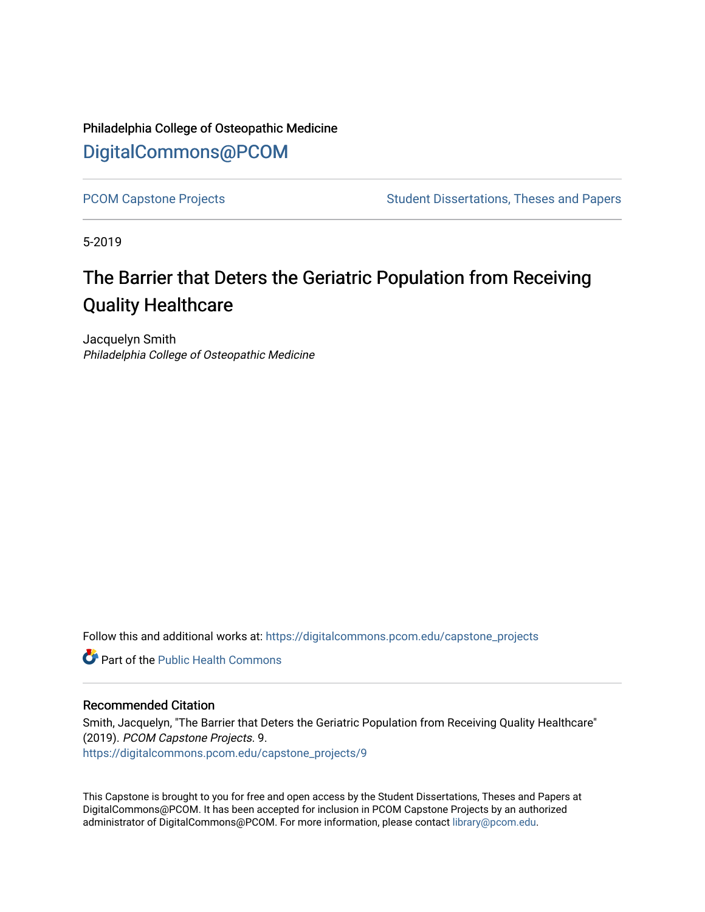Philadelphia College of Osteopathic Medicine

DigitalCommons@PCOM

PCOM Capstone Projects

Student Dissertations, Theses and Papers

5-2019

# The Barrier that Deters the Geriatric Population from Receiving Quality Healthcare

Jacquelyn Smith

*Philadelphia College of Osteopathic Medicine*

Follow this and additional works at: https://digitalcommons.pcom.edu/capstone_projects

Part of the Public Health Commons

## Recommended Citation

Smith, Jacquelyn, "The Barrier that Deters the Geriatric Population from Receiving Quality Healthcare" (2019). *PCOM Capstone Projects*. 9.

https://digitalcommons.pcom.edu/capstone_projects/9

This Capstone is brought to you for free and open access by the Student Dissertations, Theses and Papers at DigitalCommons@PCOM. It has been accepted for inclusion in PCOM Capstone Projects by an authorized administrator of DigitalCommons@PCOM. For more information, please contact library@pcom.edu.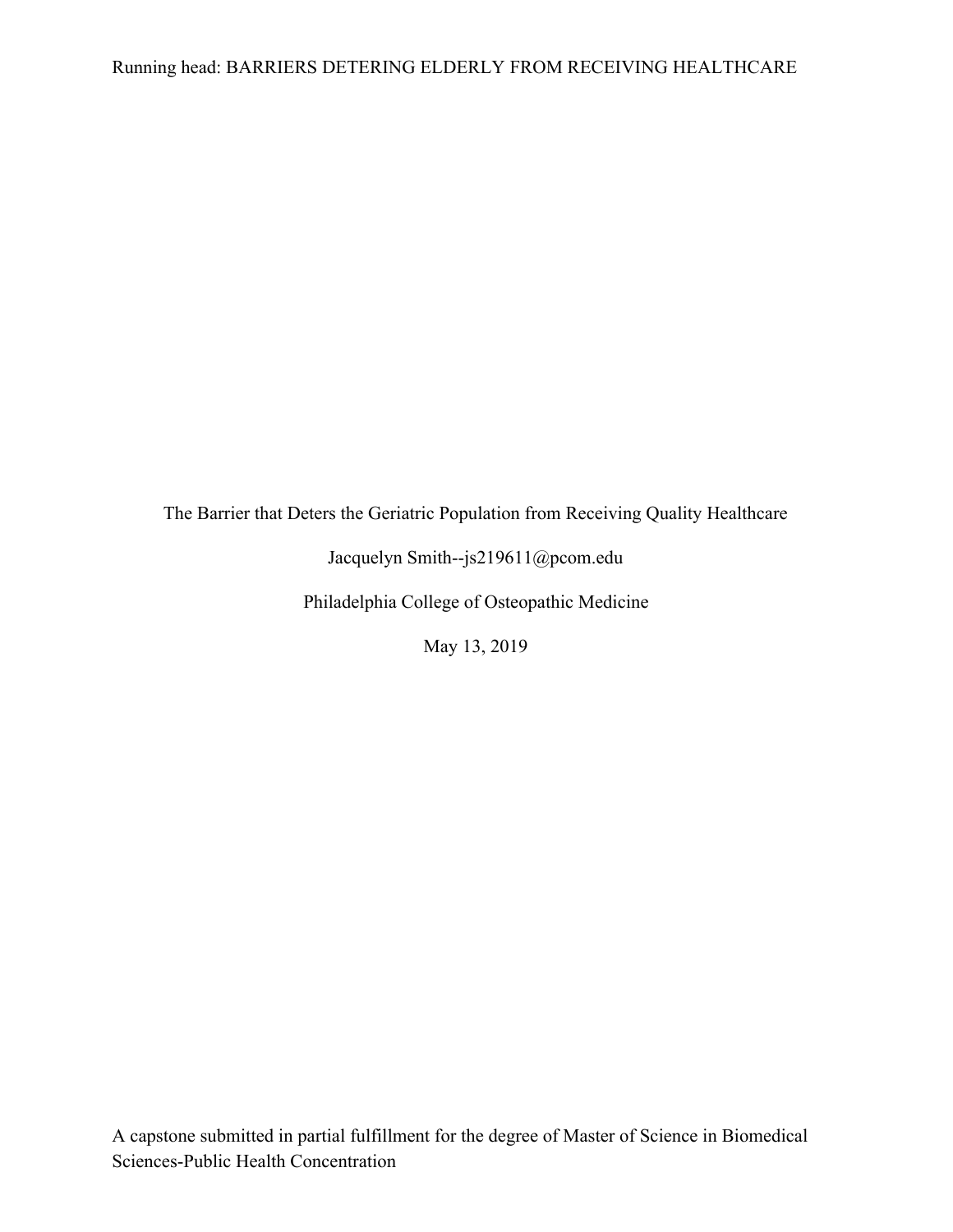The Barrier that Deters the Geriatric Population from Receiving Quality Healthcare

Jacquelyn Smith--js219611@pcom.edu

Philadelphia College of Osteopathic Medicine

May 13, 2019

A capstone submitted in partial fulfillment for the degree of Master of Science in Biomedical Sciences-Public Health Concentration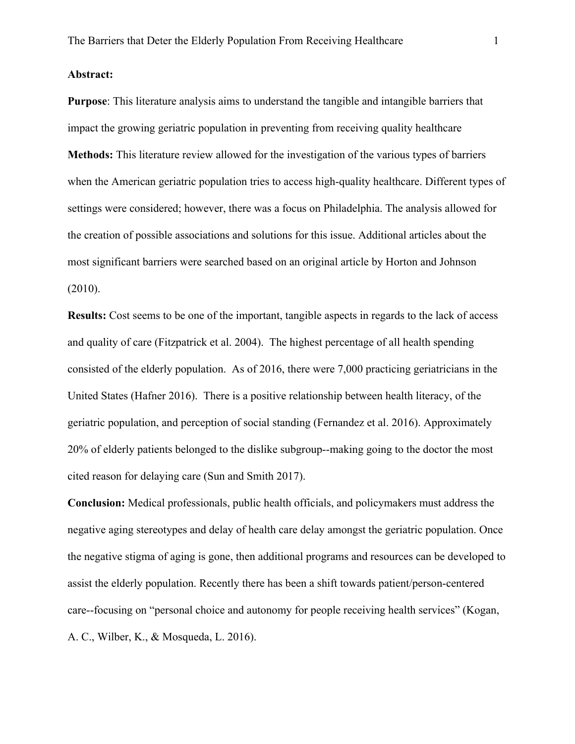**Abstract:**

**Purpose**: This literature analysis aims to understand the tangible and intangible barriers that impact the growing geriatric population in preventing from receiving quality healthcare

**Methods:** This literature review allowed for the investigation of the various types of barriers when the American geriatric population tries to access high-quality healthcare. Different types of settings were considered; however, there was a focus on Philadelphia. The analysis allowed for the creation of possible associations and solutions for this issue. Additional articles about the most significant barriers were searched based on an original article by Horton and Johnson (2010).

**Results:** Cost seems to be one of the important, tangible aspects in regards to the lack of access and quality of care (Fitzpatrick et al. 2004). The highest percentage of all health spending consisted of the elderly population. As of 2016, there were 7,000 practicing geriatricians in the United States (Hafner 2016). There is a positive relationship between health literacy, of the geriatric population, and perception of social standing (Fernandez et al. 2016). Approximately 20% of elderly patients belonged to the dislike subgroup--making going to the doctor the most cited reason for delaying care (Sun and Smith 2017).

**Conclusion:** Medical professionals, public health officials, and policymakers must address the negative aging stereotypes and delay of health care delay amongst the geriatric population. Once the negative stigma of aging is gone, then additional programs and resources can be developed to assist the elderly population. Recently there has been a shift towards patient/person-centered care--focusing on "personal choice and autonomy for people receiving health services" (Kogan, A. C., Wilber, K., & Mosqueda, L. 2016).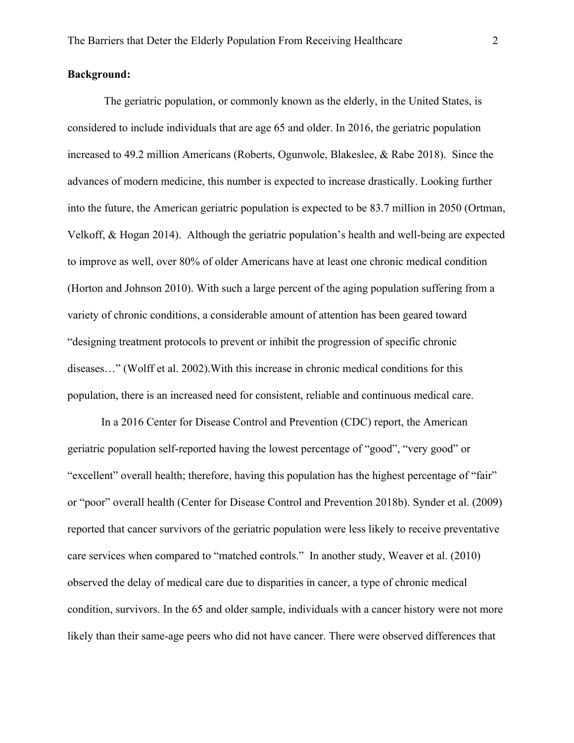**Background:**

The geriatric population, or commonly known as the elderly, in the United States, is considered to include individuals that are age 65 and older. In 2016, the geriatric population increased to 49.2 million Americans (Roberts, Ogunwole, Blakeslee, & Rabe 2018). Since the advances of modern medicine, this number is expected to increase drastically. Looking further into the future, the American geriatric population is expected to be 83.7 million in 2050 (Ortman, Velkoff, & Hogan 2014). Although the geriatric population's health and well-being are expected to improve as well, over 80% of older Americans have at least one chronic medical condition (Horton and Johnson 2010). With such a large percent of the aging population suffering from a variety of chronic conditions, a considerable amount of attention has been geared toward "designing treatment protocols to prevent or inhibit the progression of specific chronic diseases…" (Wolff et al. 2002).With this increase in chronic medical conditions for this population, there is an increased need for consistent, reliable and continuous medical care.

In a 2016 Center for Disease Control and Prevention (CDC) report, the American geriatric population self-reported having the lowest percentage of "good", "very good" or "excellent" overall health; therefore, having this population has the highest percentage of "fair" or "poor" overall health (Center for Disease Control and Prevention 2018b). Synder et al. (2009) reported that cancer survivors of the geriatric population were less likely to receive preventative care services when compared to "matched controls." In another study, Weaver et al. (2010) observed the delay of medical care due to disparities in cancer, a type of chronic medical condition, survivors. In the 65 and older sample, individuals with a cancer history were not more likely than their same-age peers who did not have cancer. There were observed differences that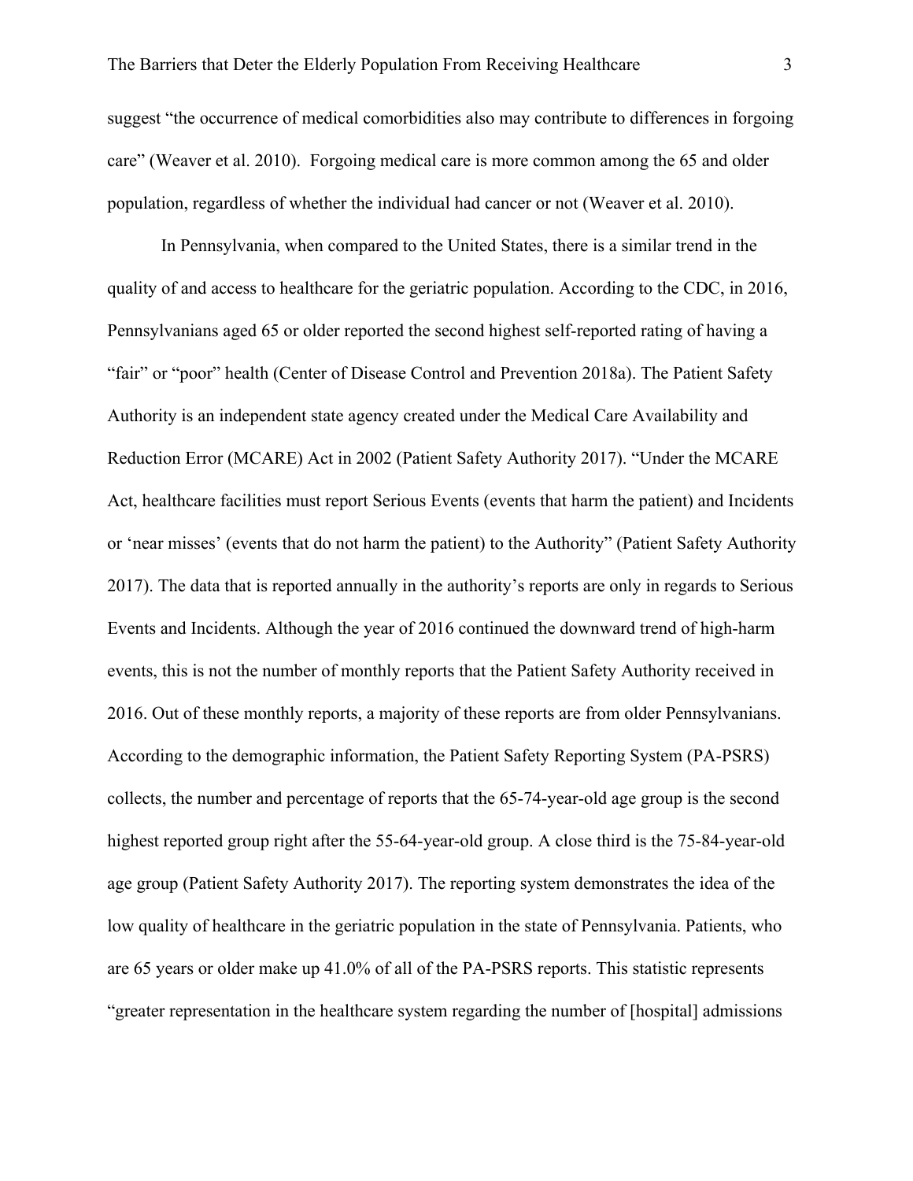suggest "the occurrence of medical comorbidities also may contribute to differences in forgoing care" (Weaver et al. 2010). Forgoing medical care is more common among the 65 and older population, regardless of whether the individual had cancer or not (Weaver et al. 2010).

In Pennsylvania, when compared to the United States, there is a similar trend in the quality of and access to healthcare for the geriatric population. According to the CDC, in 2016, Pennsylvanians aged 65 or older reported the second highest self-reported rating of having a "fair" or "poor" health (Center of Disease Control and Prevention 2018a). The Patient Safety Authority is an independent state agency created under the Medical Care Availability and Reduction Error (MCARE) Act in 2002 (Patient Safety Authority 2017). "Under the MCARE Act, healthcare facilities must report Serious Events (events that harm the patient) and Incidents or 'near misses' (events that do not harm the patient) to the Authority" (Patient Safety Authority 2017). The data that is reported annually in the authority's reports are only in regards to Serious Events and Incidents. Although the year of 2016 continued the downward trend of high-harm events, this is not the number of monthly reports that the Patient Safety Authority received in 2016. Out of these monthly reports, a majority of these reports are from older Pennsylvanians. According to the demographic information, the Patient Safety Reporting System (PA-PSRS) collects, the number and percentage of reports that the 65-74-year-old age group is the second highest reported group right after the 55-64-year-old group. A close third is the 75-84-year-old age group (Patient Safety Authority 2017). The reporting system demonstrates the idea of the low quality of healthcare in the geriatric population in the state of Pennsylvania. Patients, who are 65 years or older make up 41.0% of all of the PA-PSRS reports. This statistic represents "greater representation in the healthcare system regarding the number of [hospital] admissions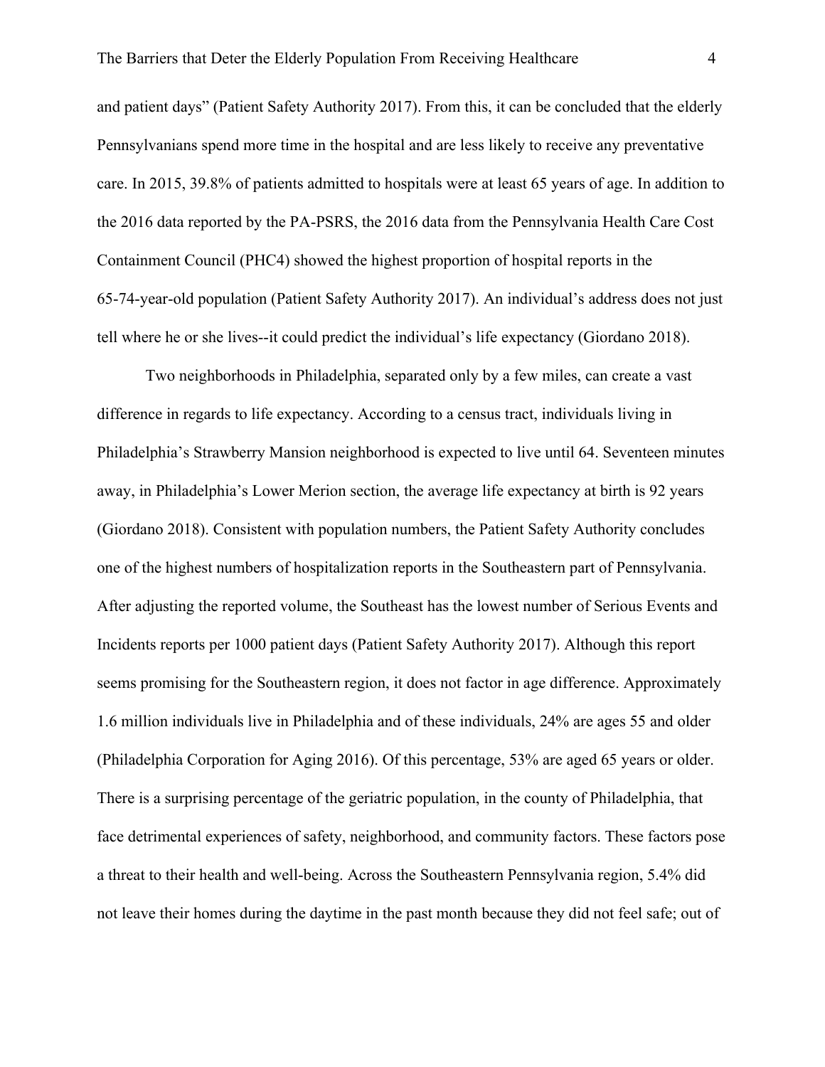and patient days" (Patient Safety Authority 2017). From this, it can be concluded that the elderly Pennsylvanians spend more time in the hospital and are less likely to receive any preventative care. In 2015, 39.8% of patients admitted to hospitals were at least 65 years of age. In addition to the 2016 data reported by the PA-PSRS, the 2016 data from the Pennsylvania Health Care Cost Containment Council (PHC4) showed the highest proportion of hospital reports in the 65-74-year-old population (Patient Safety Authority 2017). An individual's address does not just tell where he or she lives--it could predict the individual's life expectancy (Giordano 2018).

Two neighborhoods in Philadelphia, separated only by a few miles, can create a vast difference in regards to life expectancy. According to a census tract, individuals living in Philadelphia's Strawberry Mansion neighborhood is expected to live until 64. Seventeen minutes away, in Philadelphia's Lower Merion section, the average life expectancy at birth is 92 years (Giordano 2018). Consistent with population numbers, the Patient Safety Authority concludes one of the highest numbers of hospitalization reports in the Southeastern part of Pennsylvania. After adjusting the reported volume, the Southeast has the lowest number of Serious Events and Incidents reports per 1000 patient days (Patient Safety Authority 2017). Although this report seems promising for the Southeastern region, it does not factor in age difference. Approximately 1.6 million individuals live in Philadelphia and of these individuals, 24% are ages 55 and older (Philadelphia Corporation for Aging 2016). Of this percentage, 53% are aged 65 years or older. There is a surprising percentage of the geriatric population, in the county of Philadelphia, that face detrimental experiences of safety, neighborhood, and community factors. These factors pose a threat to their health and well-being. Across the Southeastern Pennsylvania region, 5.4% did not leave their homes during the daytime in the past month because they did not feel safe; out of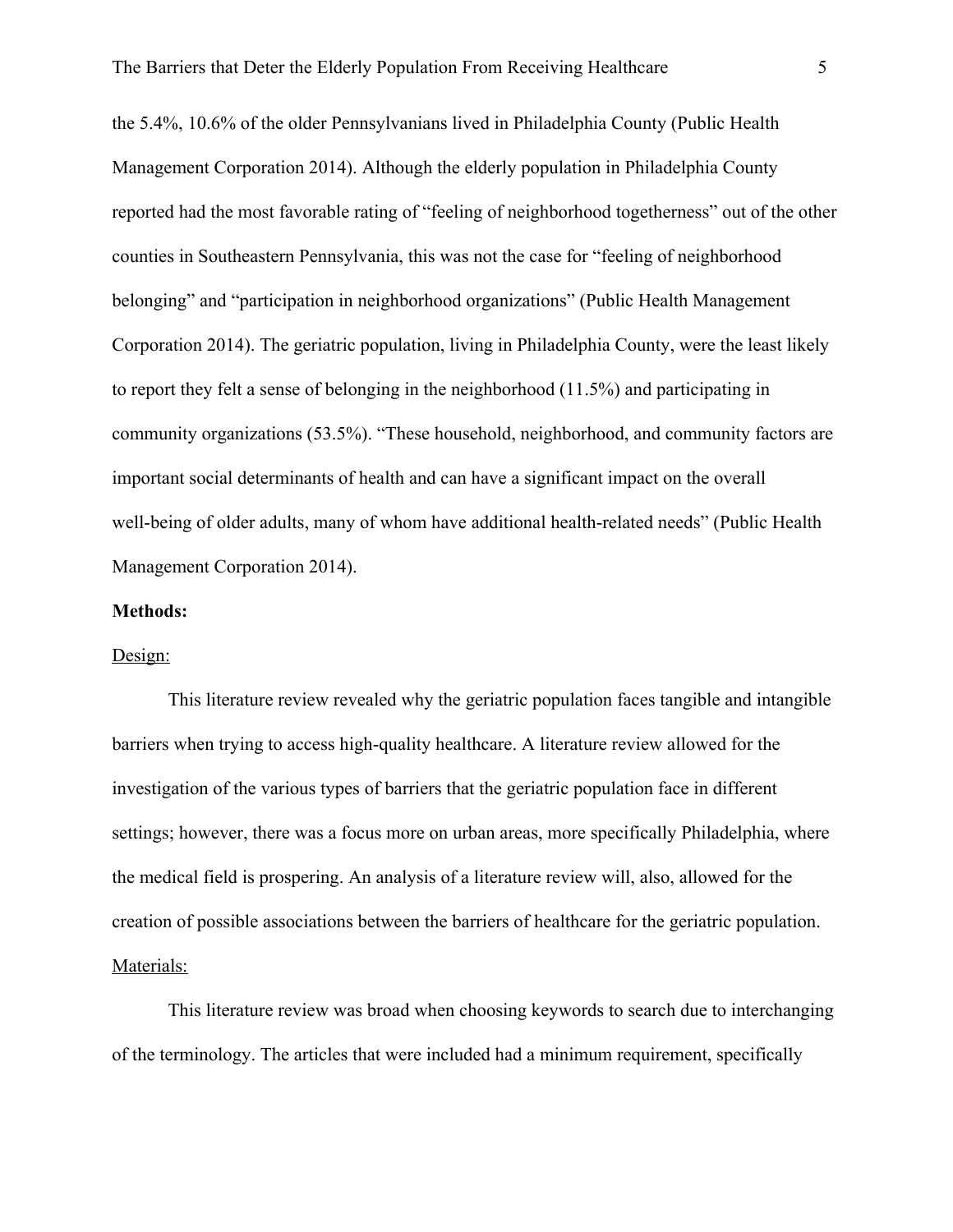the 5.4%, 10.6% of the older Pennsylvanians lived in Philadelphia County (Public Health Management Corporation 2014). Although the elderly population in Philadelphia County reported had the most favorable rating of "feeling of neighborhood togetherness" out of the other counties in Southeastern Pennsylvania, this was not the case for "feeling of neighborhood belonging" and "participation in neighborhood organizations" (Public Health Management Corporation 2014). The geriatric population, living in Philadelphia County, were the least likely to report they felt a sense of belonging in the neighborhood (11.5%) and participating in community organizations (53.5%). "These household, neighborhood, and community factors are important social determinants of health and can have a significant impact on the overall well-being of older adults, many of whom have additional health-related needs" (Public Health Management Corporation 2014).

**Methods:**

<u>Design:</u>

This literature review revealed why the geriatric population faces tangible and intangible barriers when trying to access high-quality healthcare. A literature review allowed for the investigation of the various types of barriers that the geriatric population face in different settings; however, there was a focus more on urban areas, more specifically Philadelphia, where the medical field is prospering. An analysis of a literature review will, also, allowed for the creation of possible associations between the barriers of healthcare for the geriatric population.

<u>Materials:</u>

This literature review was broad when choosing keywords to search due to interchanging of the terminology. The articles that were included had a minimum requirement, specifically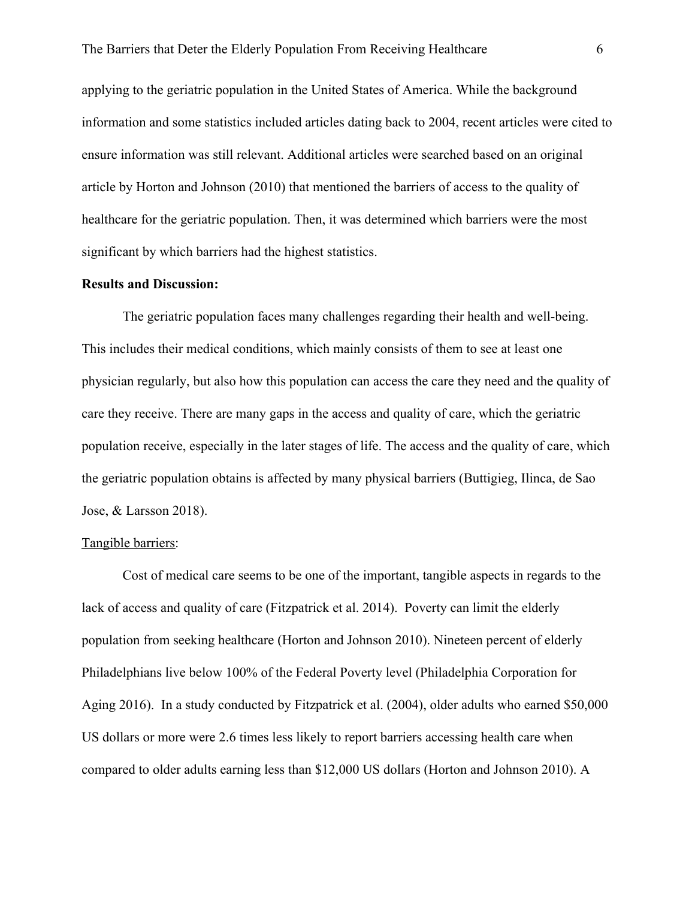applying to the geriatric population in the United States of America. While the background information and some statistics included articles dating back to 2004, recent articles were cited to ensure information was still relevant. Additional articles were searched based on an original article by Horton and Johnson (2010) that mentioned the barriers of access to the quality of healthcare for the geriatric population. Then, it was determined which barriers were the most significant by which barriers had the highest statistics.

**Results and Discussion:**

The geriatric population faces many challenges regarding their health and well-being. This includes their medical conditions, which mainly consists of them to see at least one physician regularly, but also how this population can access the care they need and the quality of care they receive. There are many gaps in the access and quality of care, which the geriatric population receive, especially in the later stages of life. The access and the quality of care, which the geriatric population obtains is affected by many physical barriers (Buttigieg, Ilinca, de Sao Jose, & Larsson 2018).

<u>Tangible barriers</u>:

Cost of medical care seems to be one of the important, tangible aspects in regards to the lack of access and quality of care (Fitzpatrick et al. 2014). Poverty can limit the elderly population from seeking healthcare (Horton and Johnson 2010). Nineteen percent of elderly Philadelphians live below 100% of the Federal Poverty level (Philadelphia Corporation for Aging 2016). In a study conducted by Fitzpatrick et al. (2004), older adults who earned $50,000 US dollars or more were 2.6 times less likely to report barriers accessing health care when compared to older adults earning less than $12,000 US dollars (Horton and Johnson 2010). A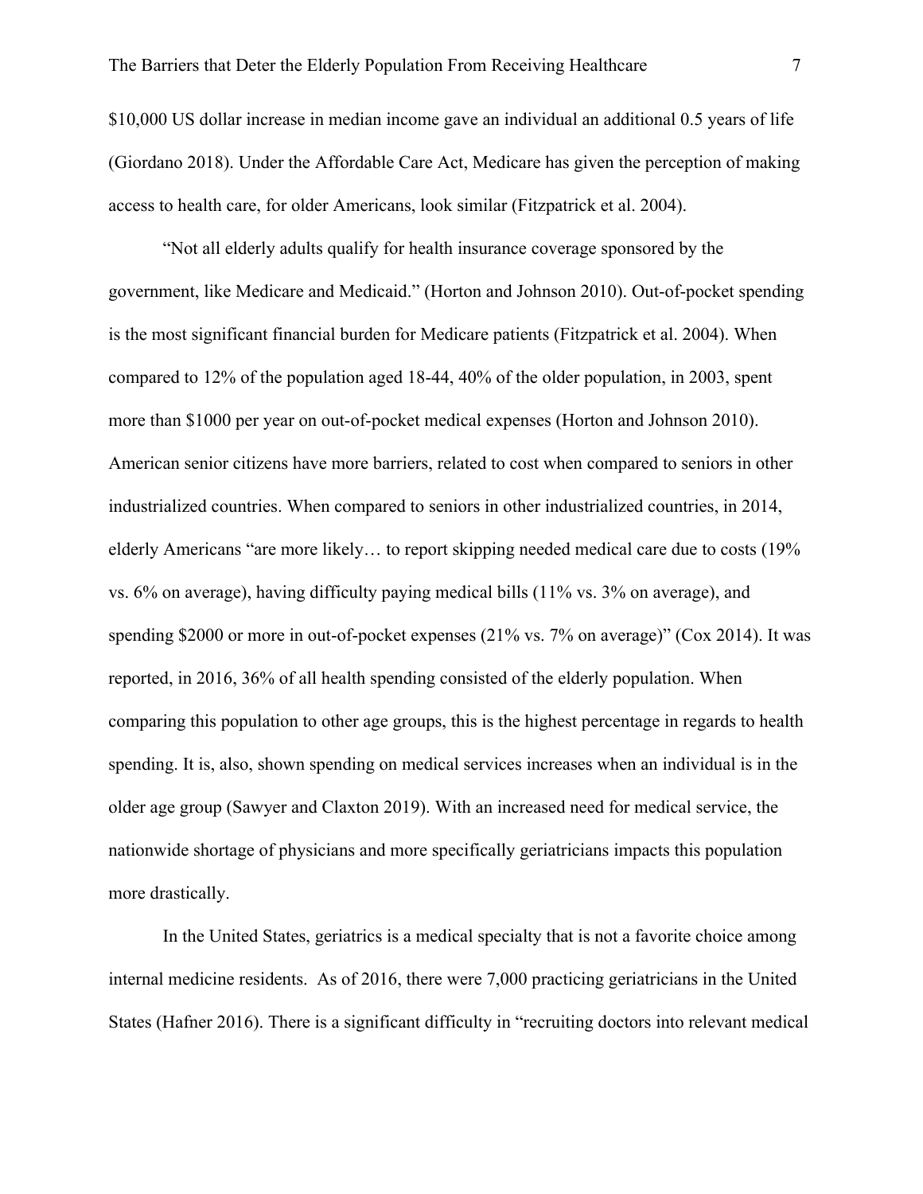$10,000 US dollar increase in median income gave an individual an additional 0.5 years of life (Giordano 2018). Under the Affordable Care Act, Medicare has given the perception of making access to health care, for older Americans, look similar (Fitzpatrick et al. 2004).

"Not all elderly adults qualify for health insurance coverage sponsored by the government, like Medicare and Medicaid." (Horton and Johnson 2010). Out-of-pocket spending is the most significant financial burden for Medicare patients (Fitzpatrick et al. 2004). When compared to 12% of the population aged 18-44, 40% of the older population, in 2003, spent more than $1000 per year on out-of-pocket medical expenses (Horton and Johnson 2010). American senior citizens have more barriers, related to cost when compared to seniors in other industrialized countries. When compared to seniors in other industrialized countries, in 2014, elderly Americans "are more likely… to report skipping needed medical care due to costs (19% vs. 6% on average), having difficulty paying medical bills (11% vs. 3% on average), and spending $2000 or more in out-of-pocket expenses (21% vs. 7% on average)" (Cox 2014). It was reported, in 2016, 36% of all health spending consisted of the elderly population. When comparing this population to other age groups, this is the highest percentage in regards to health spending. It is, also, shown spending on medical services increases when an individual is in the older age group (Sawyer and Claxton 2019). With an increased need for medical service, the nationwide shortage of physicians and more specifically geriatricians impacts this population more drastically.

In the United States, geriatrics is a medical specialty that is not a favorite choice among internal medicine residents.  As of 2016, there were 7,000 practicing geriatricians in the United States (Hafner 2016). There is a significant difficulty in "recruiting doctors into relevant medical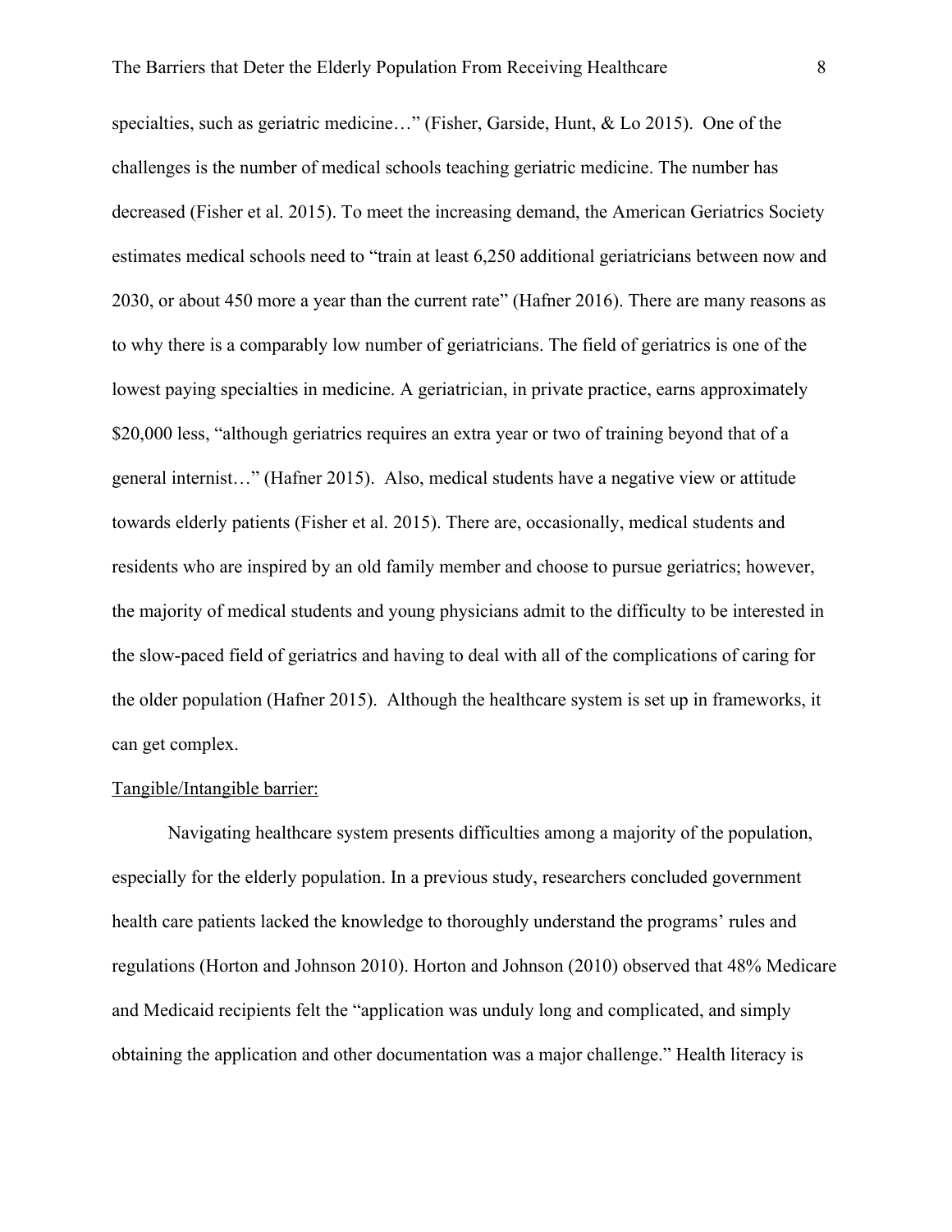specialties, such as geriatric medicine…" (Fisher, Garside, Hunt, & Lo 2015). One of the challenges is the number of medical schools teaching geriatric medicine. The number has decreased (Fisher et al. 2015). To meet the increasing demand, the American Geriatrics Society estimates medical schools need to "train at least 6,250 additional geriatricians between now and 2030, or about 450 more a year than the current rate" (Hafner 2016). There are many reasons as to why there is a comparably low number of geriatricians. The field of geriatrics is one of the lowest paying specialties in medicine. A geriatrician, in private practice, earns approximately $20,000 less, "although geriatrics requires an extra year or two of training beyond that of a general internist…" (Hafner 2015). Also, medical students have a negative view or attitude towards elderly patients (Fisher et al. 2015). There are, occasionally, medical students and residents who are inspired by an old family member and choose to pursue geriatrics; however, the majority of medical students and young physicians admit to the difficulty to be interested in the slow-paced field of geriatrics and having to deal with all of the complications of caring for the older population (Hafner 2015). Although the healthcare system is set up in frameworks, it can get complex.

<u>Tangible/Intangible barrier:</u>

Navigating healthcare system presents difficulties among a majority of the population, especially for the elderly population. In a previous study, researchers concluded government health care patients lacked the knowledge to thoroughly understand the programs' rules and regulations (Horton and Johnson 2010). Horton and Johnson (2010) observed that 48% Medicare and Medicaid recipients felt the "application was unduly long and complicated, and simply obtaining the application and other documentation was a major challenge." Health literacy is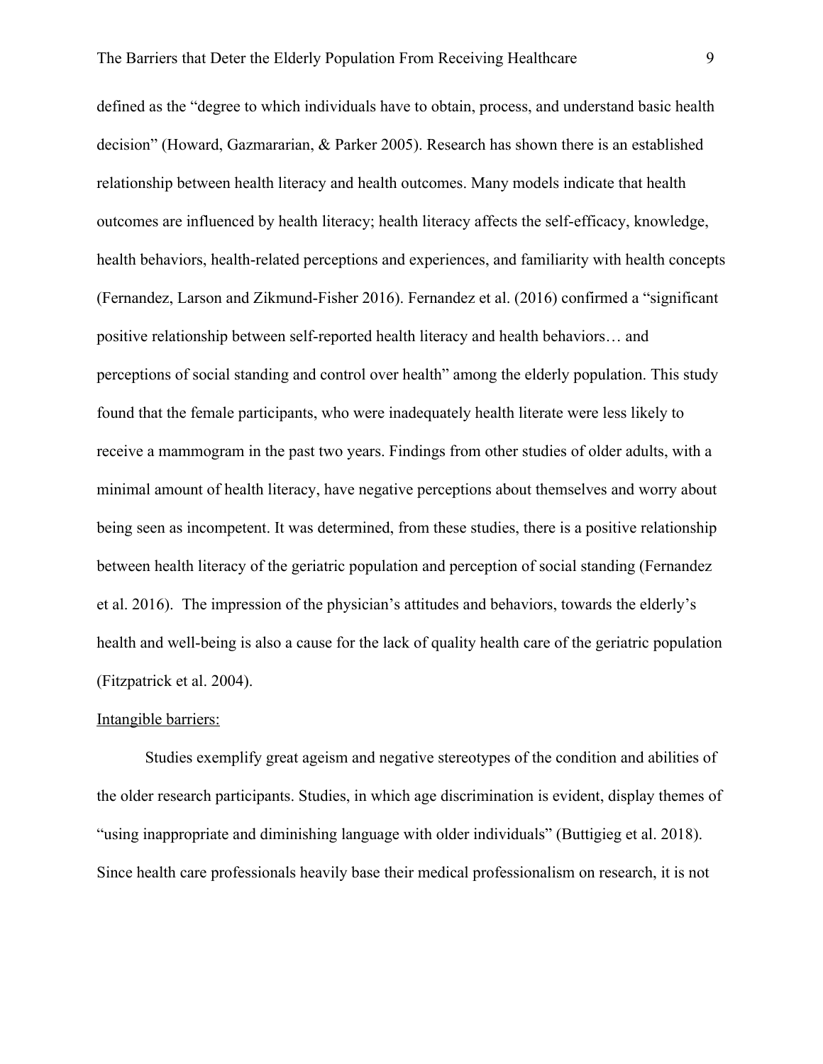defined as the "degree to which individuals have to obtain, process, and understand basic health decision" (Howard, Gazmararian, & Parker 2005). Research has shown there is an established relationship between health literacy and health outcomes. Many models indicate that health outcomes are influenced by health literacy; health literacy affects the self-efficacy, knowledge, health behaviors, health-related perceptions and experiences, and familiarity with health concepts (Fernandez, Larson and Zikmund-Fisher 2016). Fernandez et al. (2016) confirmed a "significant positive relationship between self-reported health literacy and health behaviors… and perceptions of social standing and control over health" among the elderly population. This study found that the female participants, who were inadequately health literate were less likely to receive a mammogram in the past two years. Findings from other studies of older adults, with a minimal amount of health literacy, have negative perceptions about themselves and worry about being seen as incompetent. It was determined, from these studies, there is a positive relationship between health literacy of the geriatric population and perception of social standing (Fernandez et al. 2016). The impression of the physician's attitudes and behaviors, towards the elderly's health and well-being is also a cause for the lack of quality health care of the geriatric population (Fitzpatrick et al. 2004).

<u>Intangible barriers:</u>

Studies exemplify great ageism and negative stereotypes of the condition and abilities of the older research participants. Studies, in which age discrimination is evident, display themes of "using inappropriate and diminishing language with older individuals" (Buttigieg et al. 2018). Since health care professionals heavily base their medical professionalism on research, it is not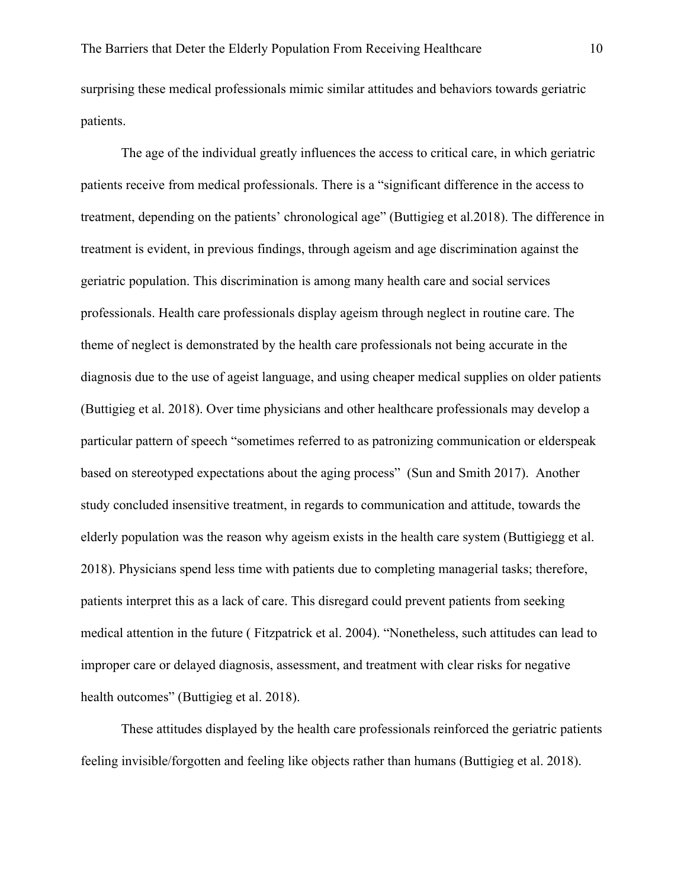surprising these medical professionals mimic similar attitudes and behaviors towards geriatric patients.

The age of the individual greatly influences the access to critical care, in which geriatric patients receive from medical professionals. There is a "significant difference in the access to treatment, depending on the patients' chronological age" (Buttigieg et al.2018). The difference in treatment is evident, in previous findings, through ageism and age discrimination against the geriatric population. This discrimination is among many health care and social services professionals. Health care professionals display ageism through neglect in routine care. The theme of neglect is demonstrated by the health care professionals not being accurate in the diagnosis due to the use of ageist language, and using cheaper medical supplies on older patients (Buttigieg et al. 2018). Over time physicians and other healthcare professionals may develop a particular pattern of speech "sometimes referred to as patronizing communication or elderspeak based on stereotyped expectations about the aging process" (Sun and Smith 2017). Another study concluded insensitive treatment, in regards to communication and attitude, towards the elderly population was the reason why ageism exists in the health care system (Buttigiegg et al. 2018). Physicians spend less time with patients due to completing managerial tasks; therefore, patients interpret this as a lack of care. This disregard could prevent patients from seeking medical attention in the future ( Fitzpatrick et al. 2004). "Nonetheless, such attitudes can lead to improper care or delayed diagnosis, assessment, and treatment with clear risks for negative health outcomes" (Buttigieg et al. 2018).

These attitudes displayed by the health care professionals reinforced the geriatric patients feeling invisible/forgotten and feeling like objects rather than humans (Buttigieg et al. 2018).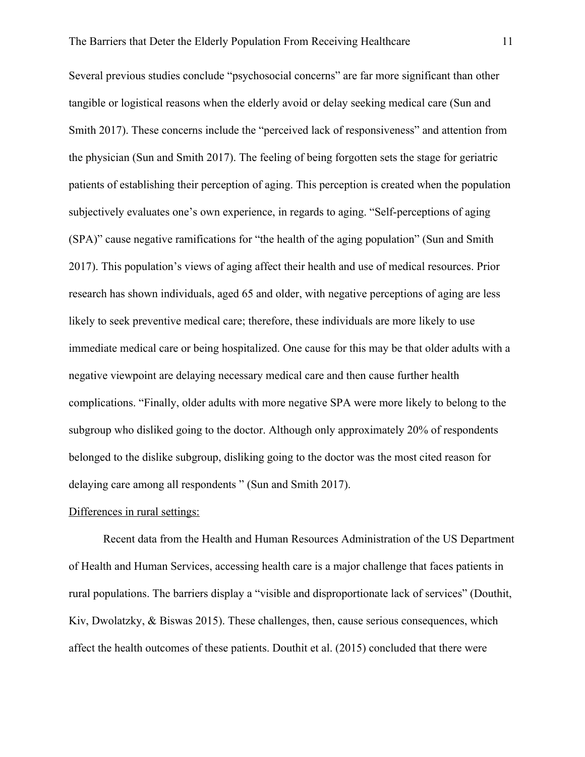Several previous studies conclude "psychosocial concerns" are far more significant than other tangible or logistical reasons when the elderly avoid or delay seeking medical care (Sun and Smith 2017). These concerns include the "perceived lack of responsiveness" and attention from the physician (Sun and Smith 2017). The feeling of being forgotten sets the stage for geriatric patients of establishing their perception of aging. This perception is created when the population subjectively evaluates one's own experience, in regards to aging. "Self-perceptions of aging (SPA)" cause negative ramifications for "the health of the aging population" (Sun and Smith 2017). This population's views of aging affect their health and use of medical resources. Prior research has shown individuals, aged 65 and older, with negative perceptions of aging are less likely to seek preventive medical care; therefore, these individuals are more likely to use immediate medical care or being hospitalized. One cause for this may be that older adults with a negative viewpoint are delaying necessary medical care and then cause further health complications. "Finally, older adults with more negative SPA were more likely to belong to the subgroup who disliked going to the doctor. Although only approximately 20% of respondents belonged to the dislike subgroup, disliking going to the doctor was the most cited reason for delaying care among all respondents " (Sun and Smith 2017).

<u>Differences in rural settings:</u>

Recent data from the Health and Human Resources Administration of the US Department of Health and Human Services, accessing health care is a major challenge that faces patients in rural populations. The barriers display a "visible and disproportionate lack of services" (Douthit, Kiv, Dwolatzky, & Biswas 2015). These challenges, then, cause serious consequences, which affect the health outcomes of these patients. Douthit et al. (2015) concluded that there were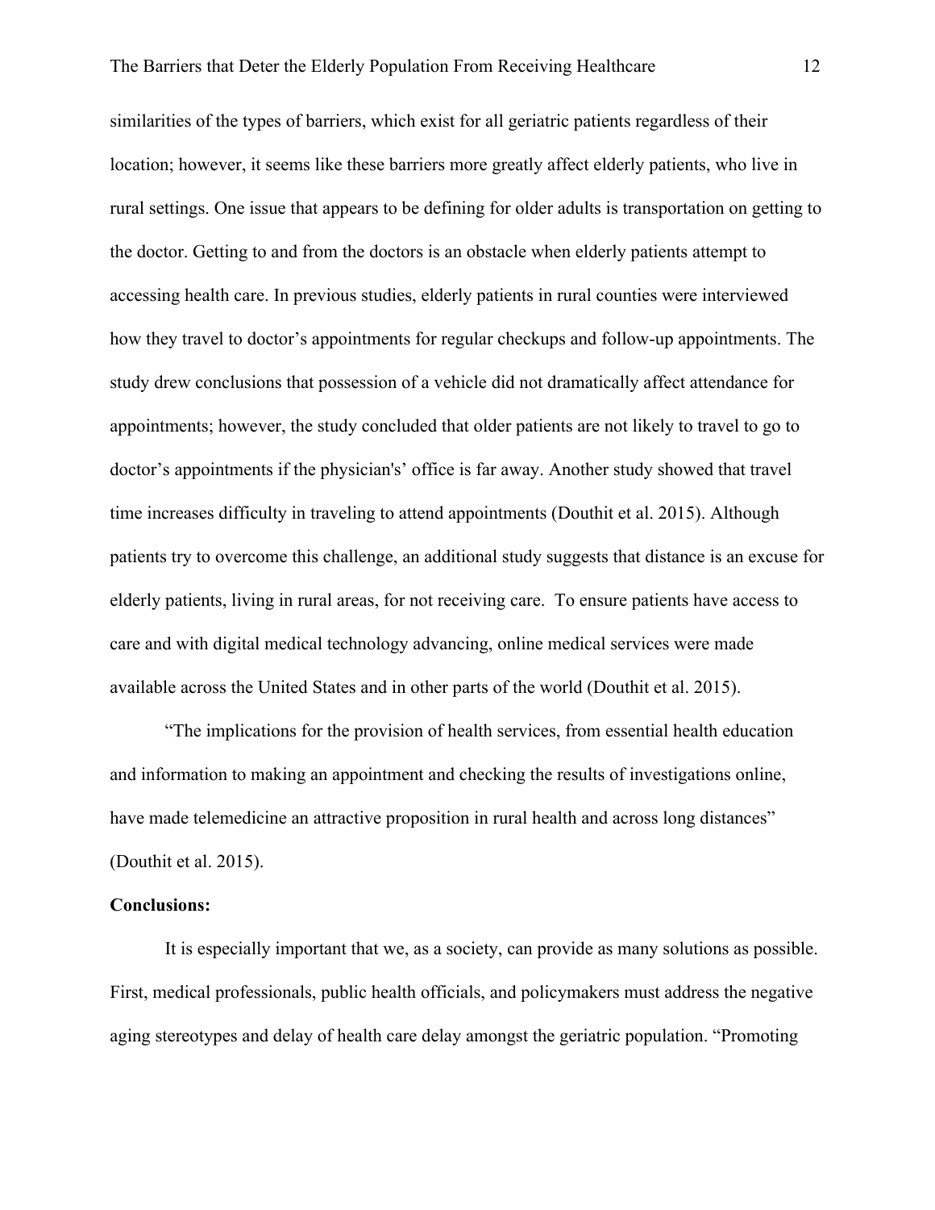similarities of the types of barriers, which exist for all geriatric patients regardless of their location; however, it seems like these barriers more greatly affect elderly patients, who live in rural settings. One issue that appears to be defining for older adults is transportation on getting to the doctor. Getting to and from the doctors is an obstacle when elderly patients attempt to accessing health care. In previous studies, elderly patients in rural counties were interviewed how they travel to doctor's appointments for regular checkups and follow-up appointments. The study drew conclusions that possession of a vehicle did not dramatically affect attendance for appointments; however, the study concluded that older patients are not likely to travel to go to doctor's appointments if the physician's' office is far away. Another study showed that travel time increases difficulty in traveling to attend appointments (Douthit et al. 2015). Although patients try to overcome this challenge, an additional study suggests that distance is an excuse for elderly patients, living in rural areas, for not receiving care.  To ensure patients have access to care and with digital medical technology advancing, online medical services were made available across the United States and in other parts of the world (Douthit et al. 2015).

"The implications for the provision of health services, from essential health education and information to making an appointment and checking the results of investigations online, have made telemedicine an attractive proposition in rural health and across long distances" (Douthit et al. 2015).

**Conclusions:**

It is especially important that we, as a society, can provide as many solutions as possible. First, medical professionals, public health officials, and policymakers must address the negative aging stereotypes and delay of health care delay amongst the geriatric population. "Promoting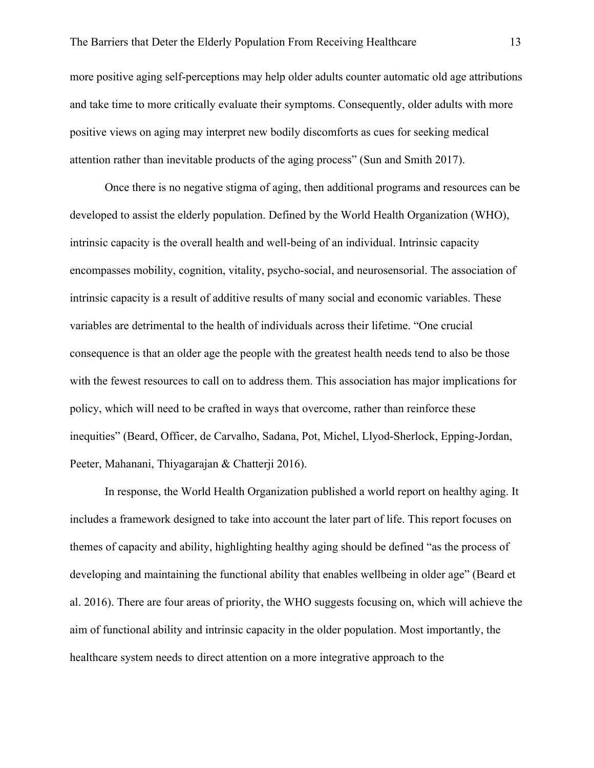more positive aging self-perceptions may help older adults counter automatic old age attributions and take time to more critically evaluate their symptoms. Consequently, older adults with more positive views on aging may interpret new bodily discomforts as cues for seeking medical attention rather than inevitable products of the aging process" (Sun and Smith 2017).

Once there is no negative stigma of aging, then additional programs and resources can be developed to assist the elderly population. Defined by the World Health Organization (WHO), intrinsic capacity is the overall health and well-being of an individual. Intrinsic capacity encompasses mobility, cognition, vitality, psycho-social, and neurosensorial. The association of intrinsic capacity is a result of additive results of many social and economic variables. These variables are detrimental to the health of individuals across their lifetime. "One crucial consequence is that an older age the people with the greatest health needs tend to also be those with the fewest resources to call on to address them. This association has major implications for policy, which will need to be crafted in ways that overcome, rather than reinforce these inequities" (Beard, Officer, de Carvalho, Sadana, Pot, Michel, Llyod-Sherlock, Epping-Jordan, Peeter, Mahanani, Thiyagarajan & Chatterji 2016).

In response, the World Health Organization published a world report on healthy aging. It includes a framework designed to take into account the later part of life. This report focuses on themes of capacity and ability, highlighting healthy aging should be defined "as the process of developing and maintaining the functional ability that enables wellbeing in older age" (Beard et al. 2016). There are four areas of priority, the WHO suggests focusing on, which will achieve the aim of functional ability and intrinsic capacity in the older population. Most importantly, the healthcare system needs to direct attention on a more integrative approach to the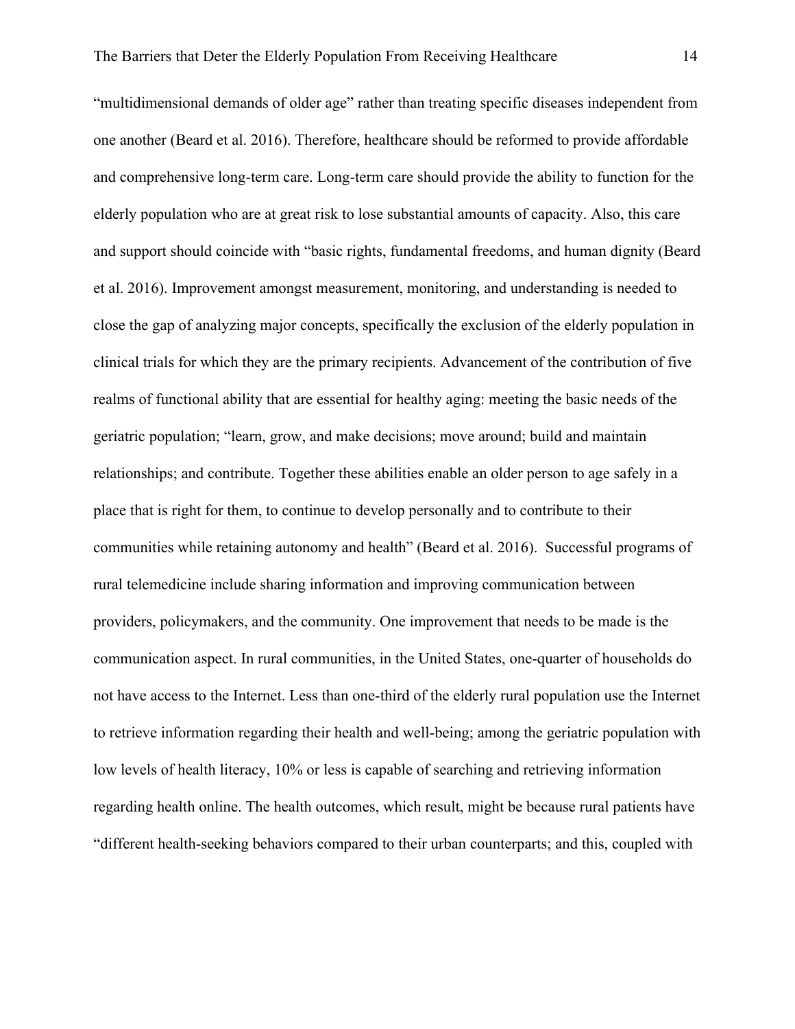"multidimensional demands of older age" rather than treating specific diseases independent from one another (Beard et al. 2016). Therefore, healthcare should be reformed to provide affordable and comprehensive long-term care. Long-term care should provide the ability to function for the elderly population who are at great risk to lose substantial amounts of capacity. Also, this care and support should coincide with "basic rights, fundamental freedoms, and human dignity (Beard et al. 2016). Improvement amongst measurement, monitoring, and understanding is needed to close the gap of analyzing major concepts, specifically the exclusion of the elderly population in clinical trials for which they are the primary recipients. Advancement of the contribution of five realms of functional ability that are essential for healthy aging: meeting the basic needs of the geriatric population; "learn, grow, and make decisions; move around; build and maintain relationships; and contribute. Together these abilities enable an older person to age safely in a place that is right for them, to continue to develop personally and to contribute to their communities while retaining autonomy and health" (Beard et al. 2016). Successful programs of rural telemedicine include sharing information and improving communication between providers, policymakers, and the community. One improvement that needs to be made is the communication aspect. In rural communities, in the United States, one-quarter of households do not have access to the Internet. Less than one-third of the elderly rural population use the Internet to retrieve information regarding their health and well-being; among the geriatric population with low levels of health literacy, 10% or less is capable of searching and retrieving information regarding health online. The health outcomes, which result, might be because rural patients have "different health-seeking behaviors compared to their urban counterparts; and this, coupled with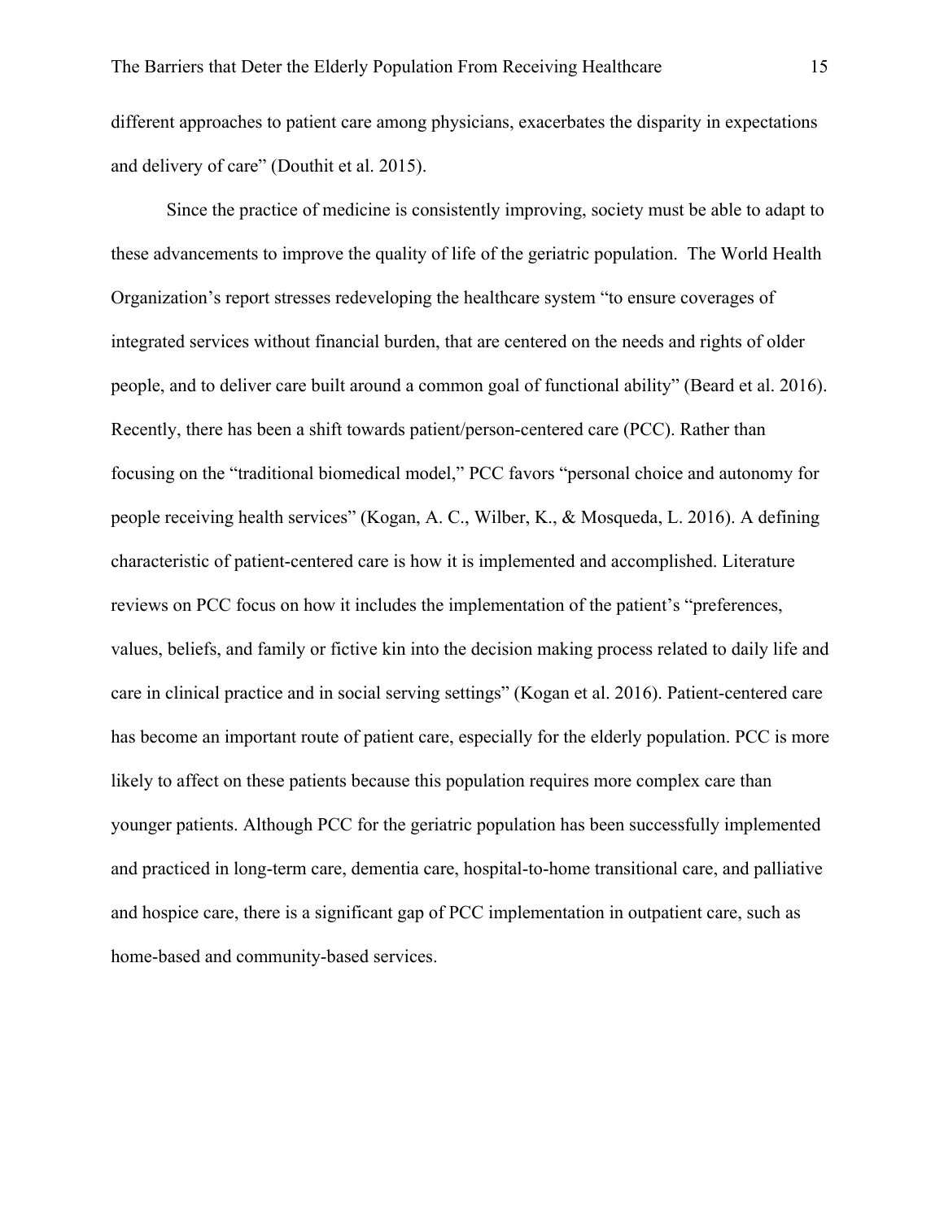different approaches to patient care among physicians, exacerbates the disparity in expectations and delivery of care" (Douthit et al. 2015).

Since the practice of medicine is consistently improving, society must be able to adapt to these advancements to improve the quality of life of the geriatric population. The World Health Organization's report stresses redeveloping the healthcare system "to ensure coverages of integrated services without financial burden, that are centered on the needs and rights of older people, and to deliver care built around a common goal of functional ability" (Beard et al. 2016). Recently, there has been a shift towards patient/person-centered care (PCC). Rather than focusing on the "traditional biomedical model," PCC favors "personal choice and autonomy for people receiving health services" (Kogan, A. C., Wilber, K., & Mosqueda, L. 2016). A defining characteristic of patient-centered care is how it is implemented and accomplished. Literature reviews on PCC focus on how it includes the implementation of the patient's "preferences, values, beliefs, and family or fictive kin into the decision making process related to daily life and care in clinical practice and in social serving settings" (Kogan et al. 2016). Patient-centered care has become an important route of patient care, especially for the elderly population. PCC is more likely to affect on these patients because this population requires more complex care than younger patients. Although PCC for the geriatric population has been successfully implemented and practiced in long-term care, dementia care, hospital-to-home transitional care, and palliative and hospice care, there is a significant gap of PCC implementation in outpatient care, such as home-based and community-based services.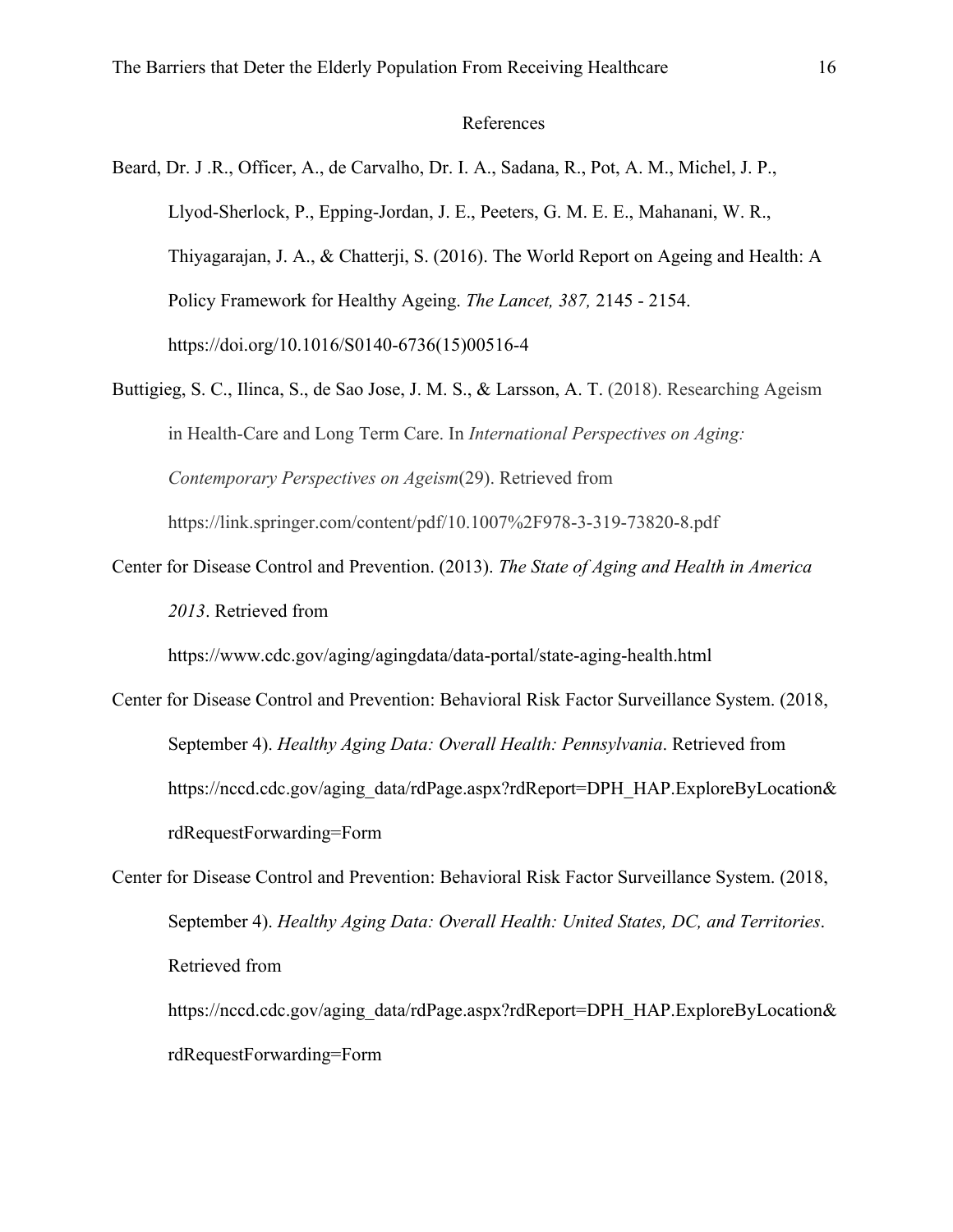# References

Beard, Dr. J .R., Officer, A., de Carvalho, Dr. I. A., Sadana, R., Pot, A. M., Michel, J. P., Llyod-Sherlock, P., Epping-Jordan, J. E., Peeters, G. M. E. E., Mahanani, W. R., Thiyagarajan, J. A., & Chatterji, S. (2016). The World Report on Ageing and Health: A Policy Framework for Healthy Ageing. *The Lancet, 387,* 2145 - 2154. https://doi.org/10.1016/S0140-6736(15)00516-4

Buttigieg, S. C., Ilinca, S., de Sao Jose, J. M. S., & Larsson, A. T. (2018). Researching Ageism in Health-Care and Long Term Care. In *International Perspectives on Aging: Contemporary Perspectives on Ageism*(29). Retrieved from https://link.springer.com/content/pdf/10.1007%2F978-3-319-73820-8.pdf

Center for Disease Control and Prevention. (2013). *The State of Aging and Health in America 2013*. Retrieved from https://www.cdc.gov/aging/agingdata/data-portal/state-aging-health.html

Center for Disease Control and Prevention: Behavioral Risk Factor Surveillance System. (2018, September 4). *Healthy Aging Data: Overall Health: Pennsylvania*. Retrieved from https://nccd.cdc.gov/aging_data/rdPage.aspx?rdReport=DPH_HAP.ExploreByLocation&rdRequestForwarding=Form

Center for Disease Control and Prevention: Behavioral Risk Factor Surveillance System. (2018, September 4). *Healthy Aging Data: Overall Health: United States, DC, and Territories*. Retrieved from https://nccd.cdc.gov/aging_data/rdPage.aspx?rdReport=DPH_HAP.ExploreByLocation&rdRequestForwarding=Form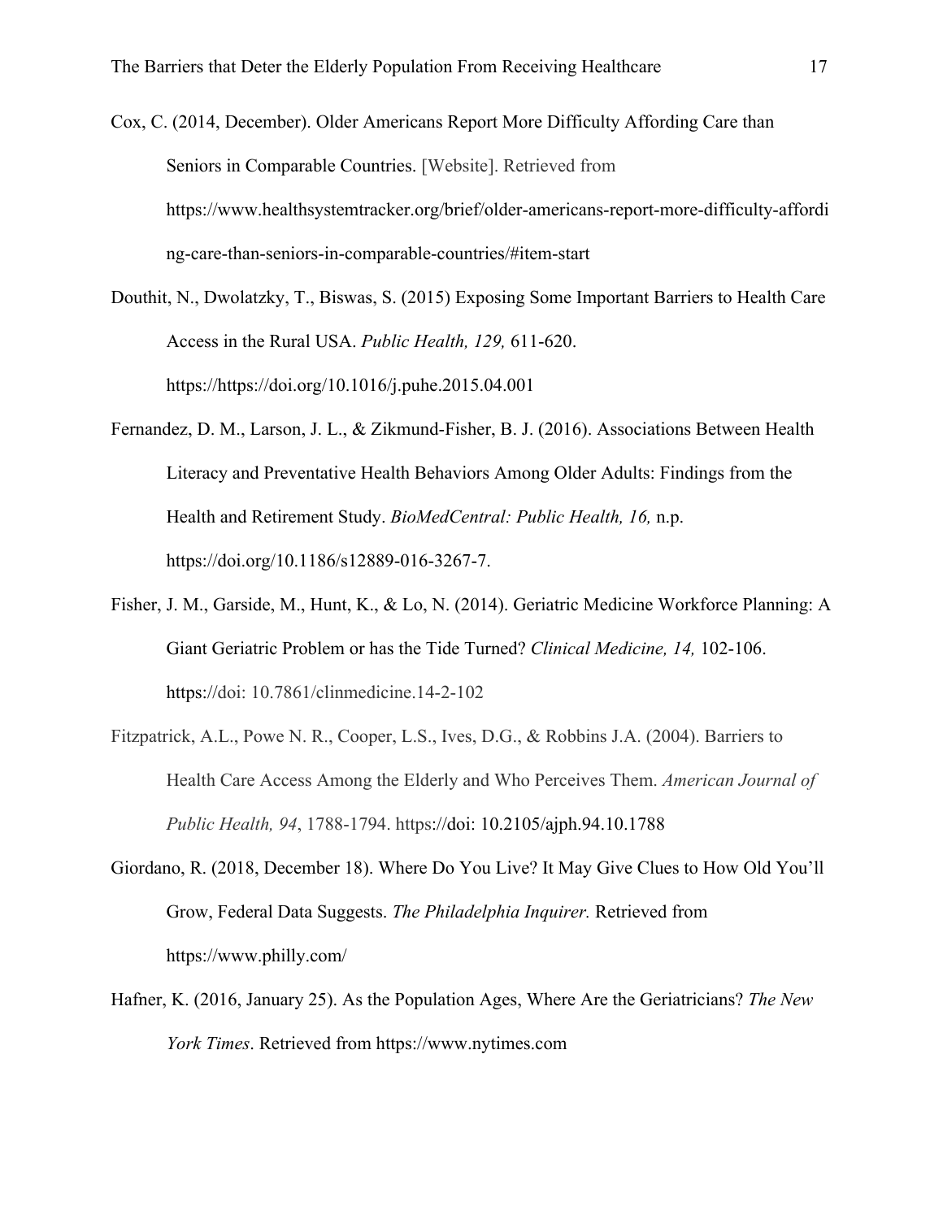Cox, C. (2014, December). Older Americans Report More Difficulty Affording Care than Seniors in Comparable Countries. [Website]. Retrieved from https://www.healthsystemtracker.org/brief/older-americans-report-more-difficulty-affording-care-than-seniors-in-comparable-countries/#item-start

Douthit, N., Dwolatzky, T., Biswas, S. (2015) Exposing Some Important Barriers to Health Care Access in the Rural USA. *Public Health, 129,* 611-620. https://https://doi.org/10.1016/j.puhe.2015.04.001

Fernandez, D. M., Larson, J. L., & Zikmund-Fisher, B. J. (2016). Associations Between Health Literacy and Preventative Health Behaviors Among Older Adults: Findings from the Health and Retirement Study. *BioMedCentral: Public Health, 16,* n.p. https://doi.org/10.1186/s12889-016-3267-7.

Fisher, J. M., Garside, M., Hunt, K., & Lo, N. (2014). Geriatric Medicine Workforce Planning: A Giant Geriatric Problem or has the Tide Turned? *Clinical Medicine, 14,* 102-106. https://doi: 10.7861/clinmedicine.14-2-102

Fitzpatrick, A.L., Powe N. R., Cooper, L.S., Ives, D.G., & Robbins J.A. (2004). Barriers to Health Care Access Among the Elderly and Who Perceives Them. *American Journal of Public Health, 94*, 1788-1794. https://doi: 10.2105/ajph.94.10.1788

Giordano, R. (2018, December 18). Where Do You Live? It May Give Clues to How Old You'll Grow, Federal Data Suggests. *The Philadelphia Inquirer.* Retrieved from https://www.philly.com/

Hafner, K. (2016, January 25). As the Population Ages, Where Are the Geriatricians? *The New York Times*. Retrieved from https://www.nytimes.com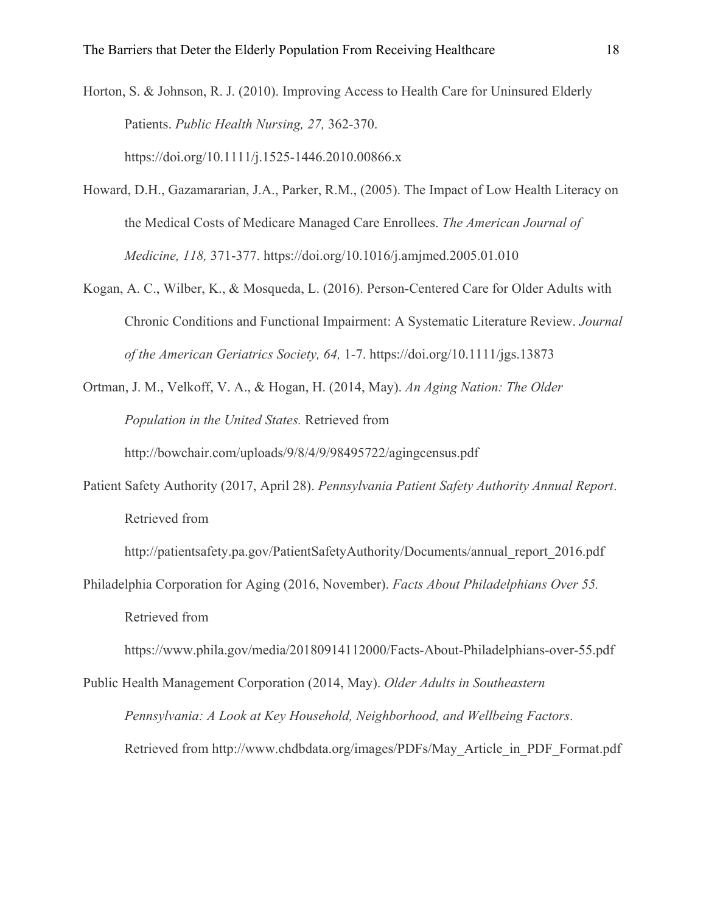Horton, S. & Johnson, R. J. (2010). Improving Access to Health Care for Uninsured Elderly Patients. *Public Health Nursing, 27,* 362-370. https://doi.org/10.1111/j.1525-1446.2010.00866.x

Howard, D.H., Gazamararian, J.A., Parker, R.M., (2005). The Impact of Low Health Literacy on the Medical Costs of Medicare Managed Care Enrollees. *The American Journal of Medicine, 118,* 371-377. https://doi.org/10.1016/j.amjmed.2005.01.010

Kogan, A. C., Wilber, K., & Mosqueda, L. (2016). Person-Centered Care for Older Adults with Chronic Conditions and Functional Impairment: A Systematic Literature Review. *Journal of the American Geriatrics Society, 64,* 1-7. https://doi.org/10.1111/jgs.13873

Ortman, J. M., Velkoff, V. A., & Hogan, H. (2014, May). *An Aging Nation: The Older Population in the United States.* Retrieved from http://bowchair.com/uploads/9/8/4/9/98495722/agingcensus.pdf

Patient Safety Authority (2017, April 28). *Pennsylvania Patient Safety Authority Annual Report*. Retrieved from http://patientsafety.pa.gov/PatientSafetyAuthority/Documents/annual_report_2016.pdf

Philadelphia Corporation for Aging (2016, November). *Facts About Philadelphians Over 55.* Retrieved from https://www.phila.gov/media/20180914112000/Facts-About-Philadelphians-over-55.pdf

Public Health Management Corporation (2014, May). *Older Adults in Southeastern Pennsylvania: A Look at Key Household, Neighborhood, and Wellbeing Factors*. Retrieved from http://www.chdbdata.org/images/PDFs/May_Article_in_PDF_Format.pdf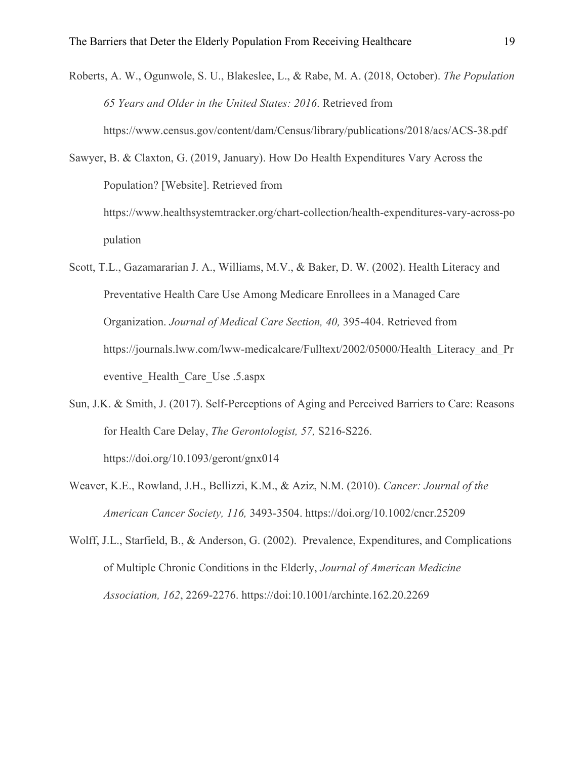Roberts, A. W., Ogunwole, S. U., Blakeslee, L., & Rabe, M. A. (2018, October). *The Population 65 Years and Older in the United States: 2016*. Retrieved from https://www.census.gov/content/dam/Census/library/publications/2018/acs/ACS-38.pdf

Sawyer, B. & Claxton, G. (2019, January). How Do Health Expenditures Vary Across the Population? [Website]. Retrieved from https://www.healthsystemtracker.org/chart-collection/health-expenditures-vary-across-population

Scott, T.L., Gazamararian J. A., Williams, M.V., & Baker, D. W. (2002). Health Literacy and Preventative Health Care Use Among Medicare Enrollees in a Managed Care Organization. *Journal of Medical Care Section, 40,* 395-404. Retrieved from https://journals.lww.com/lww-medicalcare/Fulltext/2002/05000/Health_Literacy_and_Preventive_Health_Care_Use .5.aspx

Sun, J.K. & Smith, J. (2017). Self-Perceptions of Aging and Perceived Barriers to Care: Reasons for Health Care Delay, *The Gerontologist, 57,* S216-S226. https://doi.org/10.1093/geront/gnx014

Weaver, K.E., Rowland, J.H., Bellizzi, K.M., & Aziz, N.M. (2010). *Cancer: Journal of the American Cancer Society, 116,* 3493-3504. https://doi.org/10.1002/cncr.25209

Wolff, J.L., Starfield, B., & Anderson, G. (2002). Prevalence, Expenditures, and Complications of Multiple Chronic Conditions in the Elderly, *Journal of American Medicine Association, 162*, 2269-2276. https://doi:10.1001/archinte.162.20.2269